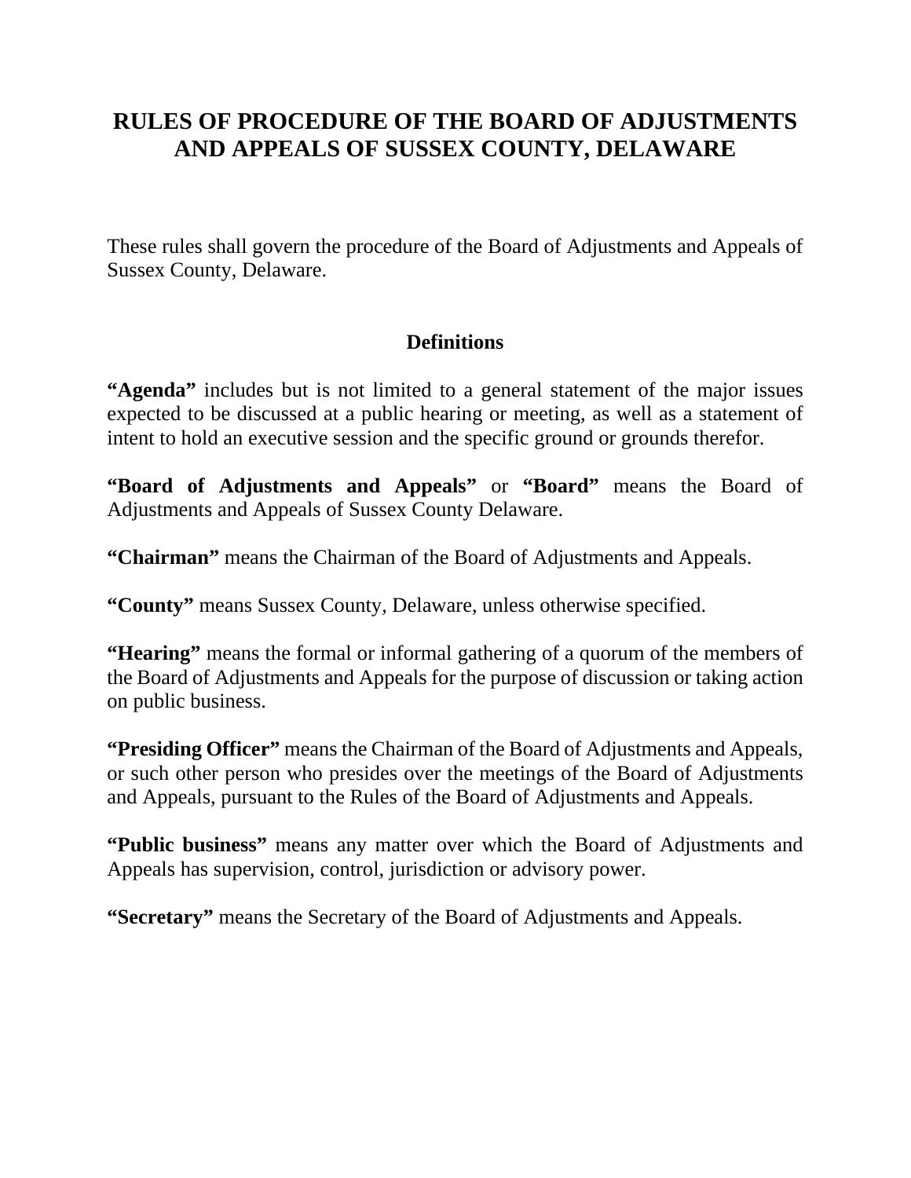# RULES OF PROCEDURE OF THE BOARD OF ADJUSTMENTS AND APPEALS OF SUSSEX COUNTY, DELAWARE

These rules shall govern the procedure of the Board of Adjustments and Appeals of Sussex County, Delaware.

## Definitions

**"Agenda"** includes but is not limited to a general statement of the major issues expected to be discussed at a public hearing or meeting, as well as a statement of intent to hold an executive session and the specific ground or grounds therefor.

**"Board of Adjustments and Appeals"** or **"Board"** means the Board of Adjustments and Appeals of Sussex County Delaware.

**"Chairman"** means the Chairman of the Board of Adjustments and Appeals.

**"County"** means Sussex County, Delaware, unless otherwise specified.

**"Hearing"** means the formal or informal gathering of a quorum of the members of the Board of Adjustments and Appeals for the purpose of discussion or taking action on public business.

**"Presiding Officer"** means the Chairman of the Board of Adjustments and Appeals, or such other person who presides over the meetings of the Board of Adjustments and Appeals, pursuant to the Rules of the Board of Adjustments and Appeals.

**"Public business"** means any matter over which the Board of Adjustments and Appeals has supervision, control, jurisdiction or advisory power.

**"Secretary"** means the Secretary of the Board of Adjustments and Appeals.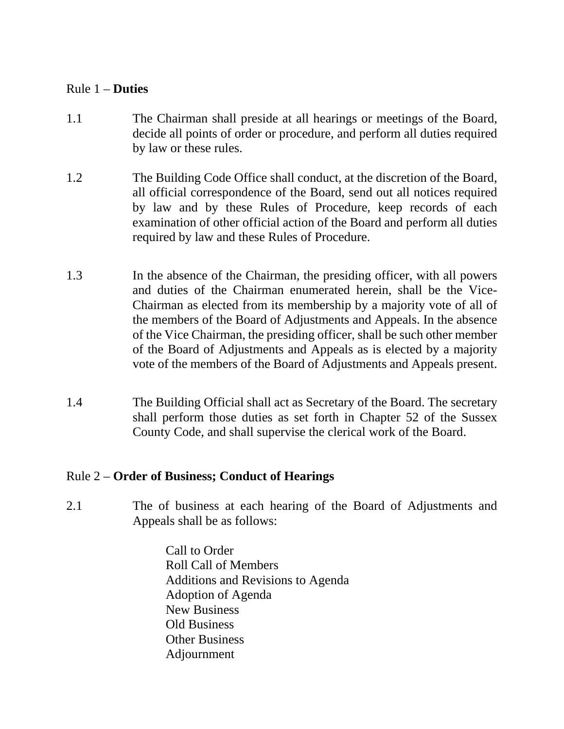Rule 1 – **Duties**

1.1 The Chairman shall preside at all hearings or meetings of the Board, decide all points of order or procedure, and perform all duties required by law or these rules.

1.2 The Building Code Office shall conduct, at the discretion of the Board, all official correspondence of the Board, send out all notices required by law and by these Rules of Procedure, keep records of each examination of other official action of the Board and perform all duties required by law and these Rules of Procedure.

1.3 In the absence of the Chairman, the presiding officer, with all powers and duties of the Chairman enumerated herein, shall be the Vice-Chairman as elected from its membership by a majority vote of all of the members of the Board of Adjustments and Appeals. In the absence of the Vice Chairman, the presiding officer, shall be such other member of the Board of Adjustments and Appeals as is elected by a majority vote of the members of the Board of Adjustments and Appeals present.

1.4 The Building Official shall act as Secretary of the Board. The secretary shall perform those duties as set forth in Chapter 52 of the Sussex County Code, and shall supervise the clerical work of the Board.

Rule 2 – **Order of Business; Conduct of Hearings**

2.1 The of business at each hearing of the Board of Adjustments and Appeals shall be as follows:

Call to Order
Roll Call of Members
Additions and Revisions to Agenda
Adoption of Agenda
New Business
Old Business
Other Business
Adjournment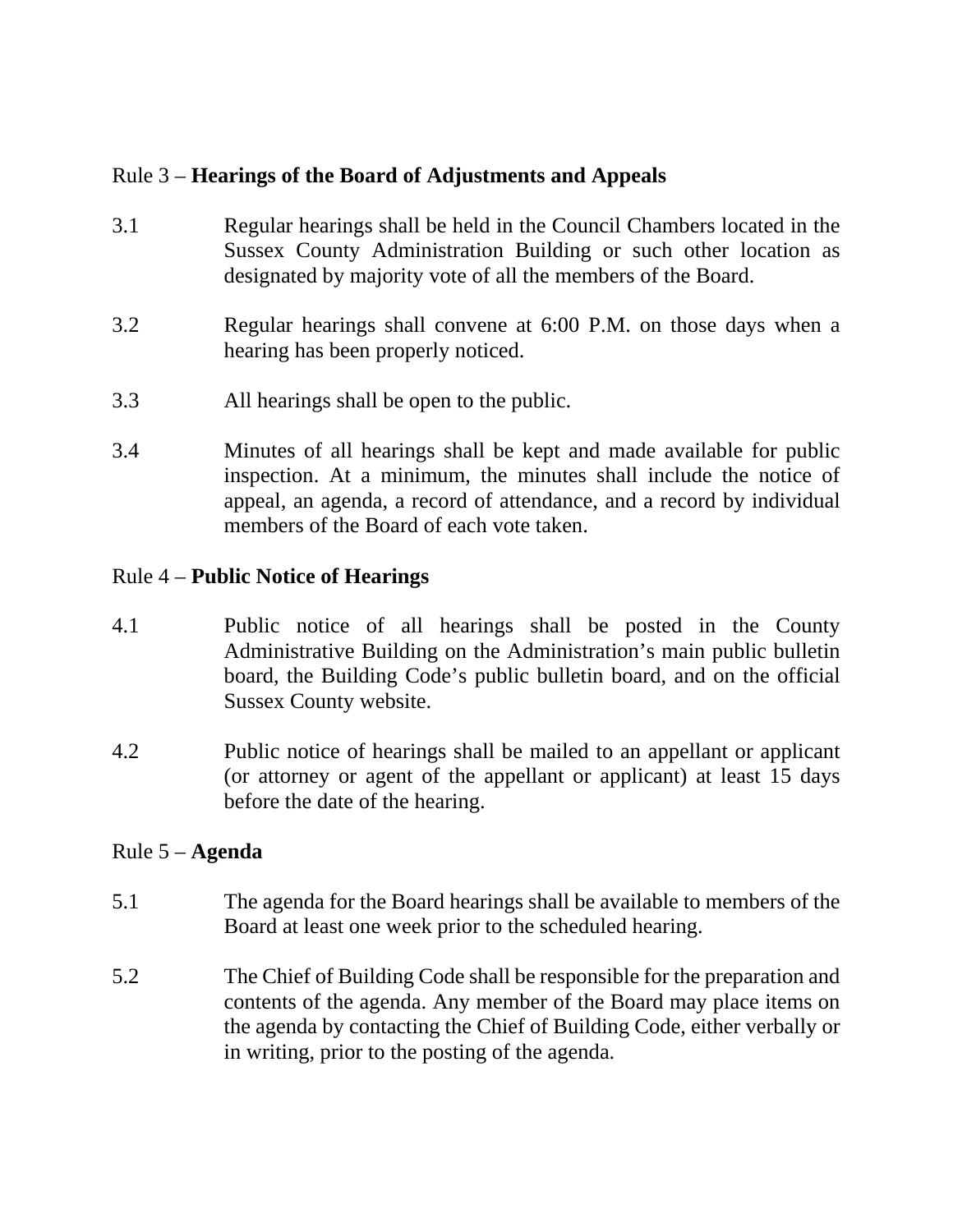## Rule 3 – **Hearings of the Board of Adjustments and Appeals**

3.1 Regular hearings shall be held in the Council Chambers located in the Sussex County Administration Building or such other location as designated by majority vote of all the members of the Board.

3.2 Regular hearings shall convene at 6:00 P.M. on those days when a hearing has been properly noticed.

3.3 All hearings shall be open to the public.

3.4 Minutes of all hearings shall be kept and made available for public inspection. At a minimum, the minutes shall include the notice of appeal, an agenda, a record of attendance, and a record by individual members of the Board of each vote taken.

## Rule 4 – **Public Notice of Hearings**

4.1 Public notice of all hearings shall be posted in the County Administrative Building on the Administration's main public bulletin board, the Building Code's public bulletin board, and on the official Sussex County website.

4.2 Public notice of hearings shall be mailed to an appellant or applicant (or attorney or agent of the appellant or applicant) at least 15 days before the date of the hearing.

## Rule 5 – **Agenda**

5.1 The agenda for the Board hearings shall be available to members of the Board at least one week prior to the scheduled hearing.

5.2 The Chief of Building Code shall be responsible for the preparation and contents of the agenda. Any member of the Board may place items on the agenda by contacting the Chief of Building Code, either verbally or in writing, prior to the posting of the agenda.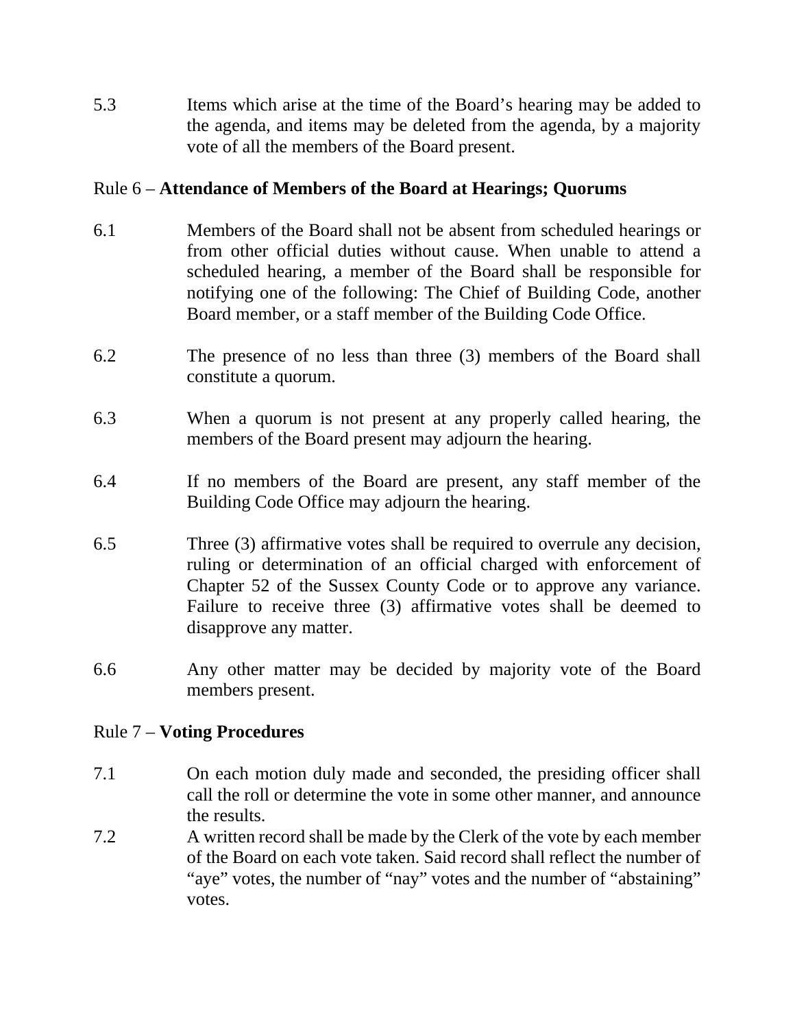5.3 Items which arise at the time of the Board’s hearing may be added to the agenda, and items may be deleted from the agenda, by a majority vote of all the members of the Board present.

Rule 6 – **Attendance of Members of the Board at Hearings; Quorums**

6.1 Members of the Board shall not be absent from scheduled hearings or from other official duties without cause. When unable to attend a scheduled hearing, a member of the Board shall be responsible for notifying one of the following: The Chief of Building Code, another Board member, or a staff member of the Building Code Office.

6.2 The presence of no less than three (3) members of the Board shall constitute a quorum.

6.3 When a quorum is not present at any properly called hearing, the members of the Board present may adjourn the hearing.

6.4 If no members of the Board are present, any staff member of the Building Code Office may adjourn the hearing.

6.5 Three (3) affirmative votes shall be required to overrule any decision, ruling or determination of an official charged with enforcement of Chapter 52 of the Sussex County Code or to approve any variance. Failure to receive three (3) affirmative votes shall be deemed to disapprove any matter.

6.6 Any other matter may be decided by majority vote of the Board members present.

Rule 7 – **Voting Procedures**

7.1 On each motion duly made and seconded, the presiding officer shall call the roll or determine the vote in some other manner, and announce the results.

7.2 A written record shall be made by the Clerk of the vote by each member of the Board on each vote taken. Said record shall reflect the number of “aye” votes, the number of “nay” votes and the number of “abstaining” votes.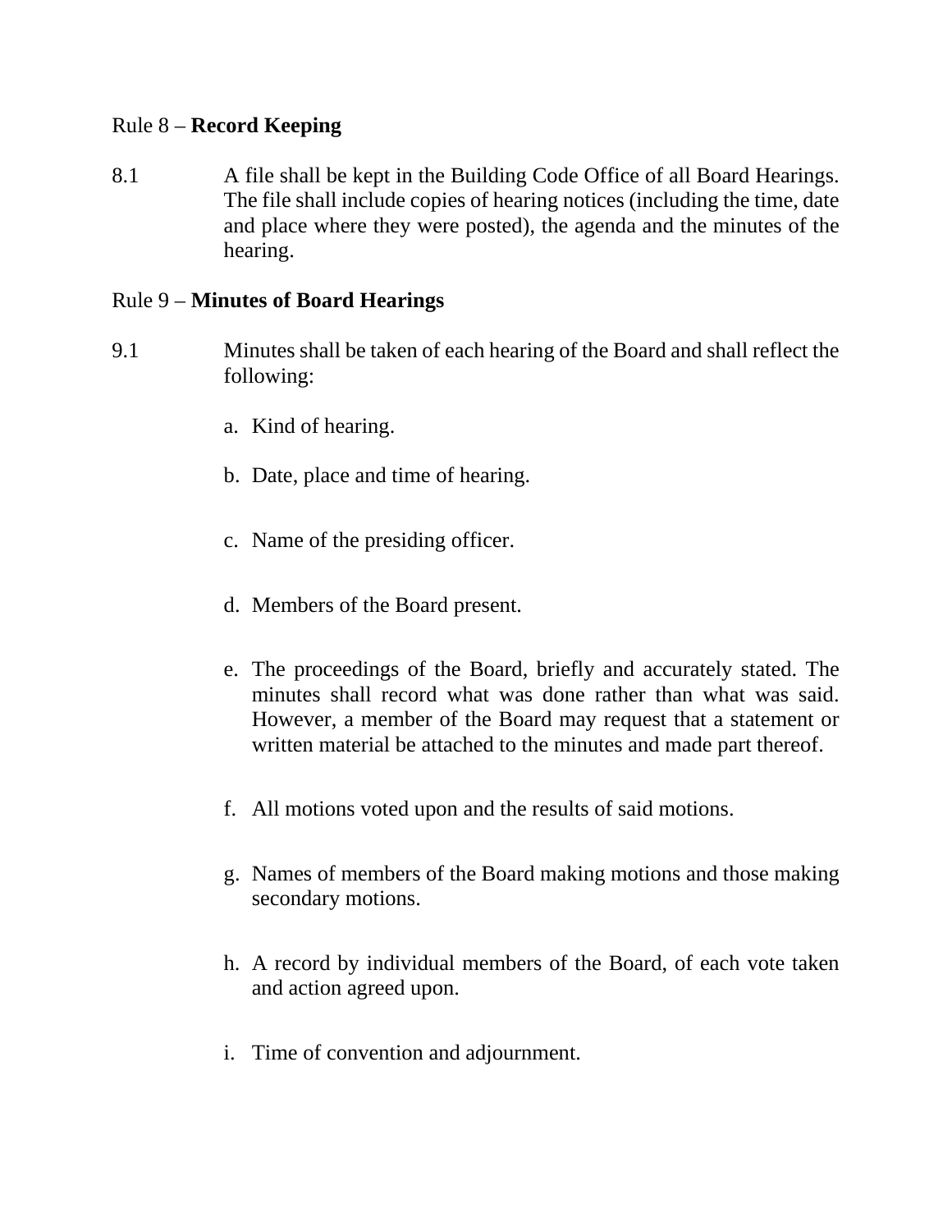Rule 8 – **Record Keeping**

8.1 A file shall be kept in the Building Code Office of all Board Hearings. The file shall include copies of hearing notices (including the time, date and place where they were posted), the agenda and the minutes of the hearing.

Rule 9 – **Minutes of Board Hearings**

9.1 Minutes shall be taken of each hearing of the Board and shall reflect the following:

a. Kind of hearing.

b. Date, place and time of hearing.

c. Name of the presiding officer.

d. Members of the Board present.

e. The proceedings of the Board, briefly and accurately stated. The minutes shall record what was done rather than what was said. However, a member of the Board may request that a statement or written material be attached to the minutes and made part thereof.

f. All motions voted upon and the results of said motions.

g. Names of members of the Board making motions and those making secondary motions.

h. A record by individual members of the Board, of each vote taken and action agreed upon.

i. Time of convention and adjournment.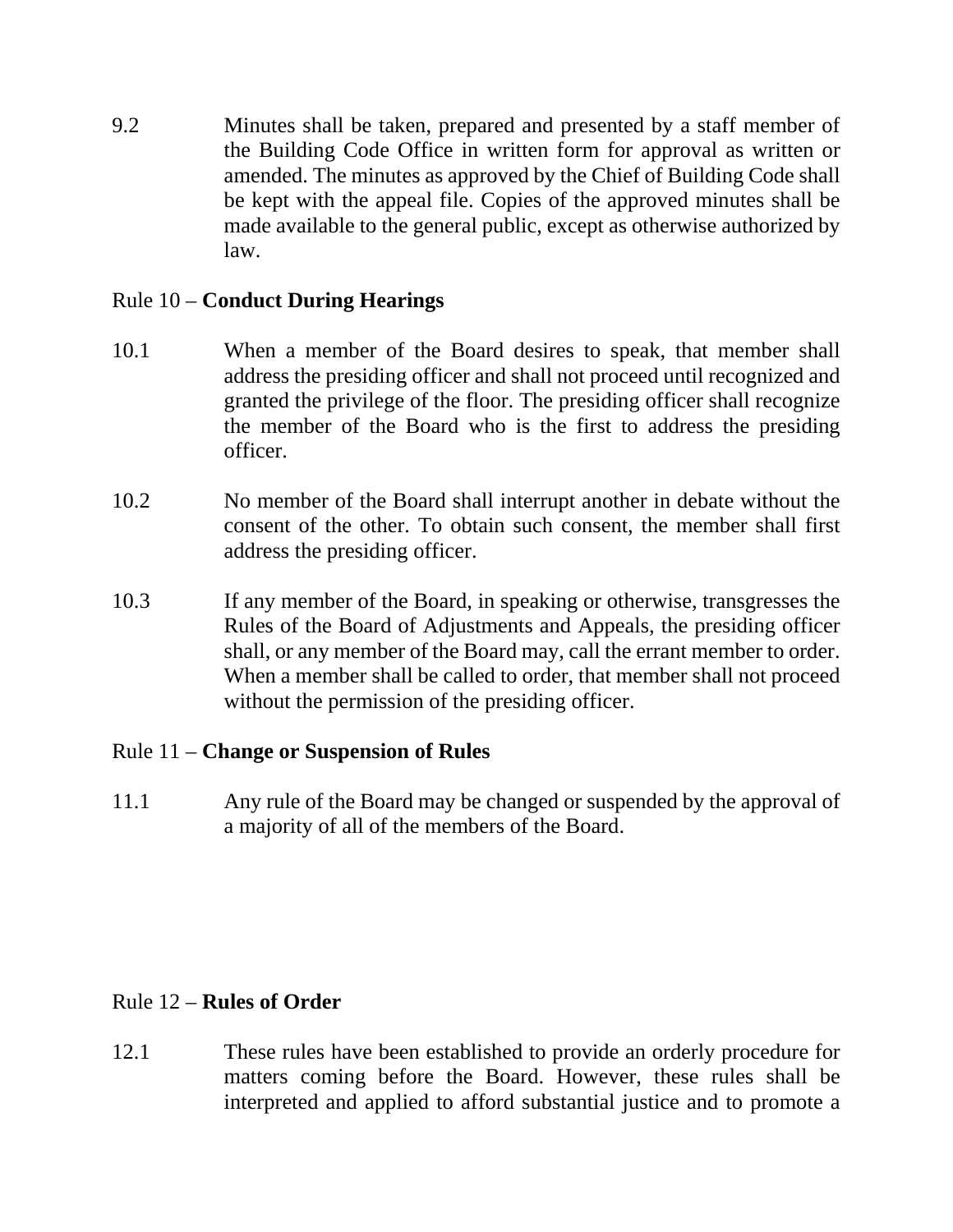9.2 Minutes shall be taken, prepared and presented by a staff member of the Building Code Office in written form for approval as written or amended. The minutes as approved by the Chief of Building Code shall be kept with the appeal file. Copies of the approved minutes shall be made available to the general public, except as otherwise authorized by law.

Rule 10 – **Conduct During Hearings**

10.1 When a member of the Board desires to speak, that member shall address the presiding officer and shall not proceed until recognized and granted the privilege of the floor. The presiding officer shall recognize the member of the Board who is the first to address the presiding officer.

10.2 No member of the Board shall interrupt another in debate without the consent of the other. To obtain such consent, the member shall first address the presiding officer.

10.3 If any member of the Board, in speaking or otherwise, transgresses the Rules of the Board of Adjustments and Appeals, the presiding officer shall, or any member of the Board may, call the errant member to order. When a member shall be called to order, that member shall not proceed without the permission of the presiding officer.

Rule 11 – **Change or Suspension of Rules**

11.1 Any rule of the Board may be changed or suspended by the approval of a majority of all of the members of the Board.

Rule 12 – **Rules of Order**

12.1 These rules have been established to provide an orderly procedure for matters coming before the Board. However, these rules shall be interpreted and applied to afford substantial justice and to promote a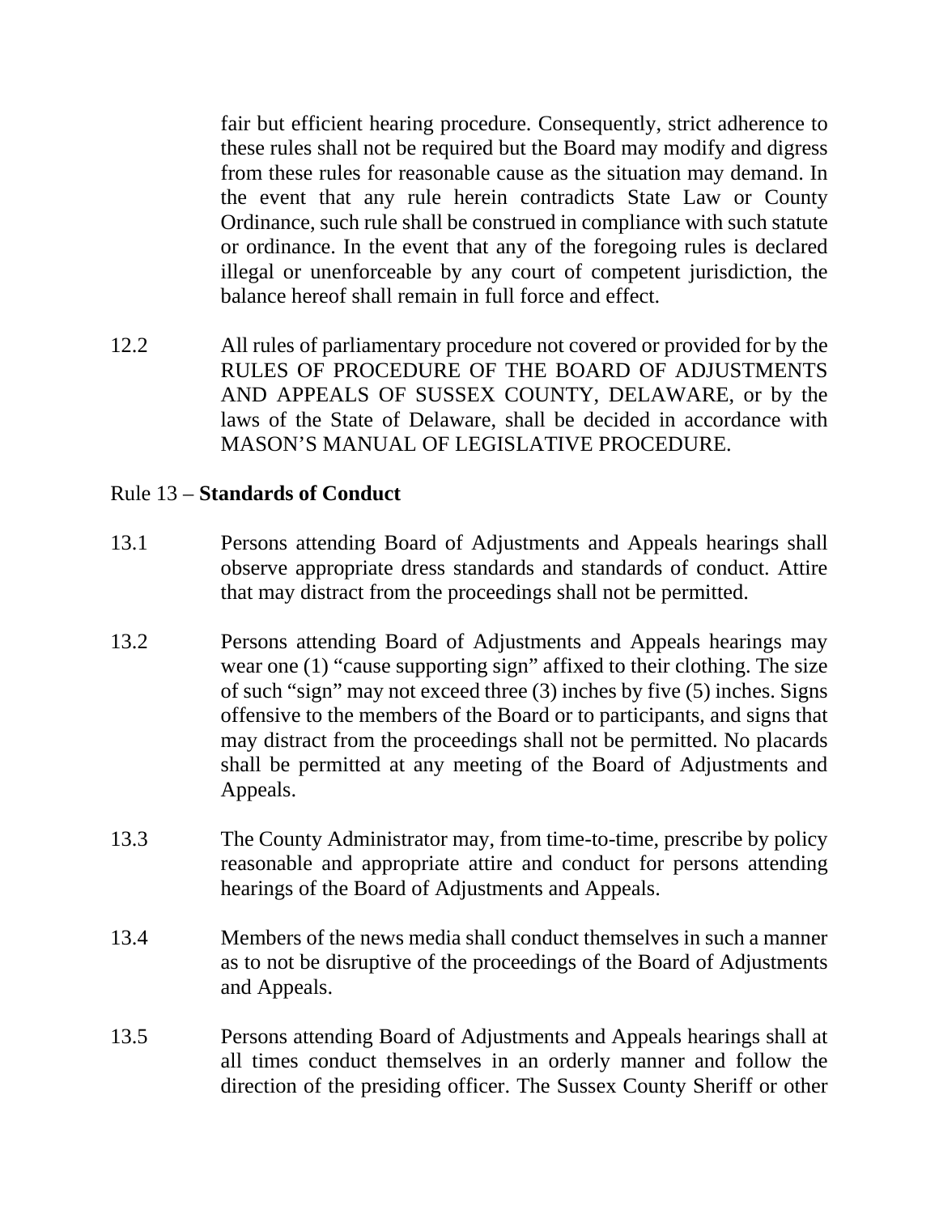fair but efficient hearing procedure. Consequently, strict adherence to these rules shall not be required but the Board may modify and digress from these rules for reasonable cause as the situation may demand. In the event that any rule herein contradicts State Law or County Ordinance, such rule shall be construed in compliance with such statute or ordinance. In the event that any of the foregoing rules is declared illegal or unenforceable by any court of competent jurisdiction, the balance hereof shall remain in full force and effect.

12.2 All rules of parliamentary procedure not covered or provided for by the RULES OF PROCEDURE OF THE BOARD OF ADJUSTMENTS AND APPEALS OF SUSSEX COUNTY, DELAWARE, or by the laws of the State of Delaware, shall be decided in accordance with MASON'S MANUAL OF LEGISLATIVE PROCEDURE.

Rule 13 – **Standards of Conduct**

13.1 Persons attending Board of Adjustments and Appeals hearings shall observe appropriate dress standards and standards of conduct. Attire that may distract from the proceedings shall not be permitted.

13.2 Persons attending Board of Adjustments and Appeals hearings may wear one (1) "cause supporting sign" affixed to their clothing. The size of such "sign" may not exceed three (3) inches by five (5) inches. Signs offensive to the members of the Board or to participants, and signs that may distract from the proceedings shall not be permitted. No placards shall be permitted at any meeting of the Board of Adjustments and Appeals.

13.3 The County Administrator may, from time-to-time, prescribe by policy reasonable and appropriate attire and conduct for persons attending hearings of the Board of Adjustments and Appeals.

13.4 Members of the news media shall conduct themselves in such a manner as to not be disruptive of the proceedings of the Board of Adjustments and Appeals.

13.5 Persons attending Board of Adjustments and Appeals hearings shall at all times conduct themselves in an orderly manner and follow the direction of the presiding officer. The Sussex County Sheriff or other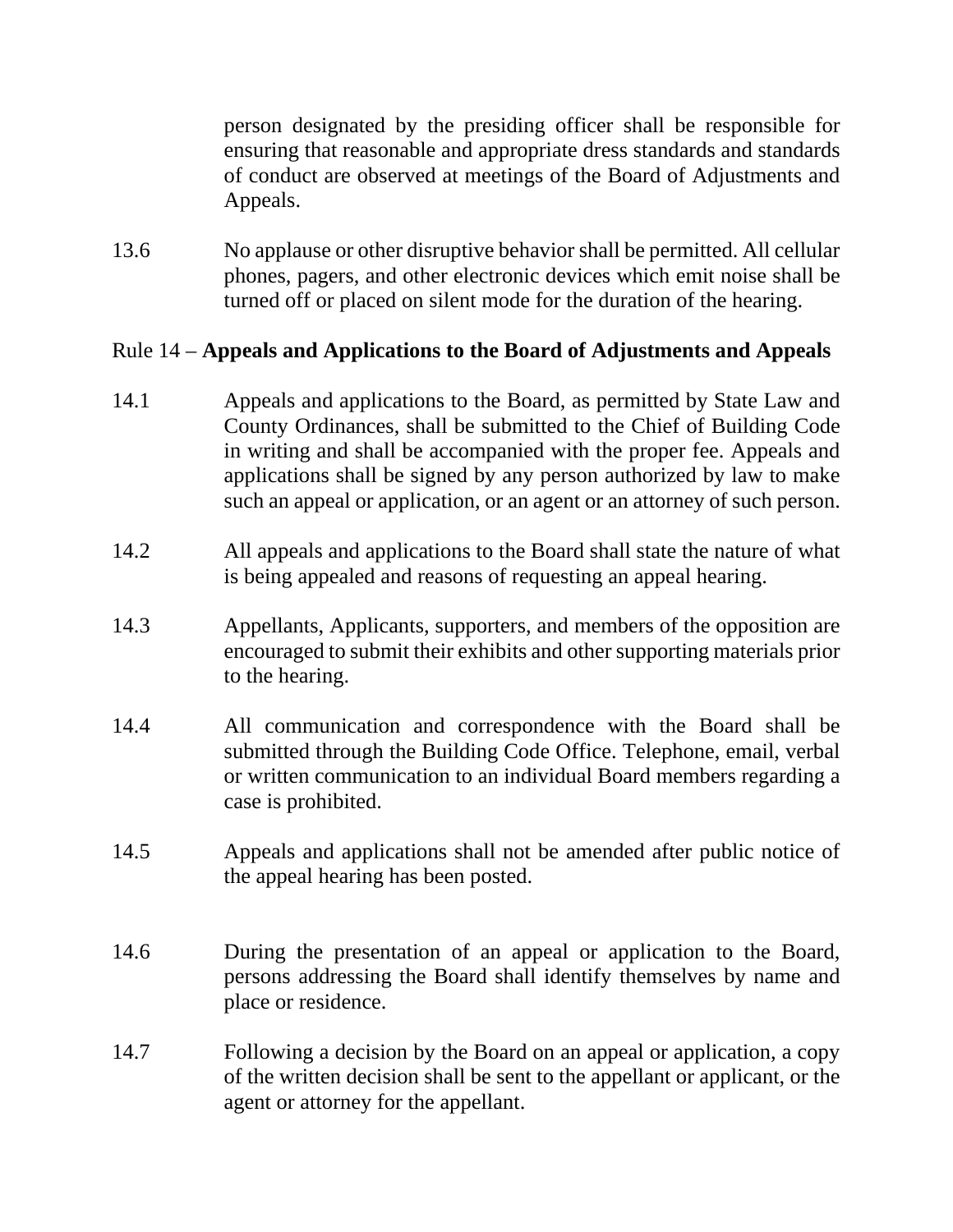person designated by the presiding officer shall be responsible for ensuring that reasonable and appropriate dress standards and standards of conduct are observed at meetings of the Board of Adjustments and Appeals.

13.6 No applause or other disruptive behavior shall be permitted. All cellular phones, pagers, and other electronic devices which emit noise shall be turned off or placed on silent mode for the duration of the hearing.

Rule 14 – **Appeals and Applications to the Board of Adjustments and Appeals**

14.1 Appeals and applications to the Board, as permitted by State Law and County Ordinances, shall be submitted to the Chief of Building Code in writing and shall be accompanied with the proper fee. Appeals and applications shall be signed by any person authorized by law to make such an appeal or application, or an agent or an attorney of such person.

14.2 All appeals and applications to the Board shall state the nature of what is being appealed and reasons of requesting an appeal hearing.

14.3 Appellants, Applicants, supporters, and members of the opposition are encouraged to submit their exhibits and other supporting materials prior to the hearing.

14.4 All communication and correspondence with the Board shall be submitted through the Building Code Office. Telephone, email, verbal or written communication to an individual Board members regarding a case is prohibited.

14.5 Appeals and applications shall not be amended after public notice of the appeal hearing has been posted.

14.6 During the presentation of an appeal or application to the Board, persons addressing the Board shall identify themselves by name and place or residence.

14.7 Following a decision by the Board on an appeal or application, a copy of the written decision shall be sent to the appellant or applicant, or the agent or attorney for the appellant.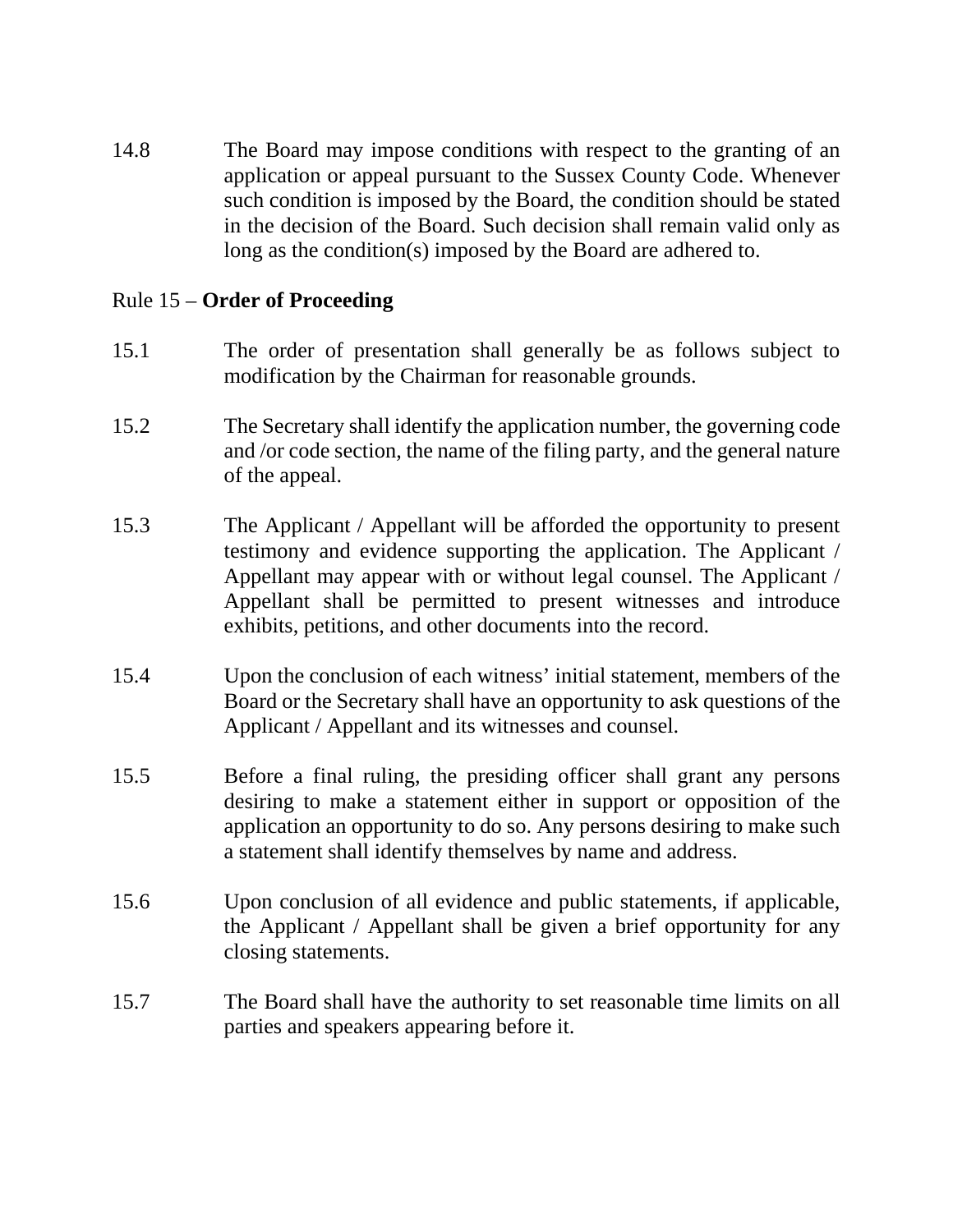14.8 The Board may impose conditions with respect to the granting of an application or appeal pursuant to the Sussex County Code. Whenever such condition is imposed by the Board, the condition should be stated in the decision of the Board. Such decision shall remain valid only as long as the condition(s) imposed by the Board are adhered to.

## Rule 15 – **Order of Proceeding**

15.1 The order of presentation shall generally be as follows subject to modification by the Chairman for reasonable grounds.

15.2 The Secretary shall identify the application number, the governing code and /or code section, the name of the filing party, and the general nature of the appeal.

15.3 The Applicant / Appellant will be afforded the opportunity to present testimony and evidence supporting the application. The Applicant / Appellant may appear with or without legal counsel. The Applicant / Appellant shall be permitted to present witnesses and introduce exhibits, petitions, and other documents into the record.

15.4 Upon the conclusion of each witness' initial statement, members of the Board or the Secretary shall have an opportunity to ask questions of the Applicant / Appellant and its witnesses and counsel.

15.5 Before a final ruling, the presiding officer shall grant any persons desiring to make a statement either in support or opposition of the application an opportunity to do so. Any persons desiring to make such a statement shall identify themselves by name and address.

15.6 Upon conclusion of all evidence and public statements, if applicable, the Applicant / Appellant shall be given a brief opportunity for any closing statements.

15.7 The Board shall have the authority to set reasonable time limits on all parties and speakers appearing before it.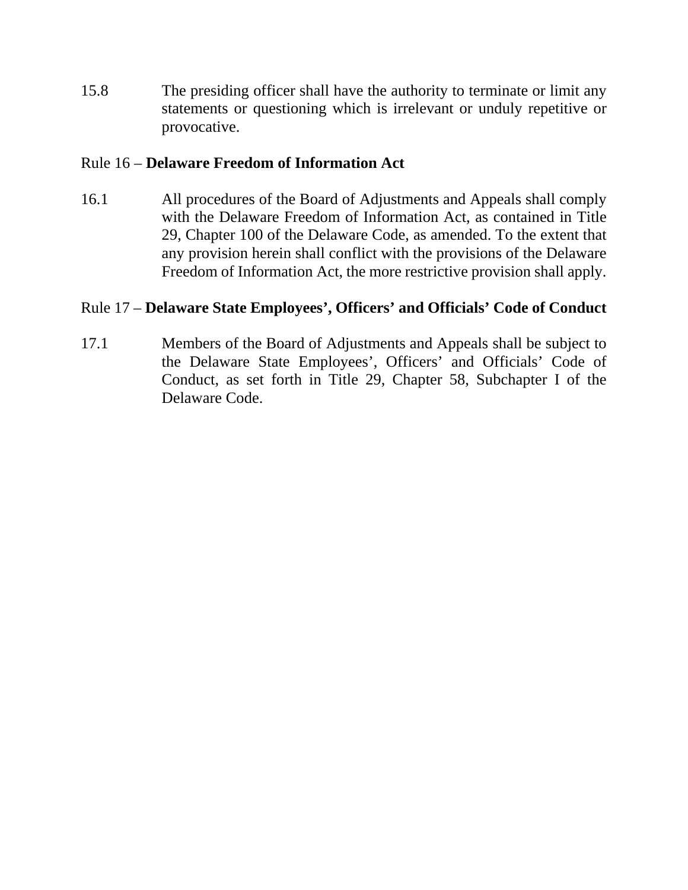15.8 The presiding officer shall have the authority to terminate or limit any statements or questioning which is irrelevant or unduly repetitive or provocative.

Rule 16 – **Delaware Freedom of Information Act**

16.1 All procedures of the Board of Adjustments and Appeals shall comply with the Delaware Freedom of Information Act, as contained in Title 29, Chapter 100 of the Delaware Code, as amended. To the extent that any provision herein shall conflict with the provisions of the Delaware Freedom of Information Act, the more restrictive provision shall apply.

Rule 17 – **Delaware State Employees', Officers' and Officials' Code of Conduct**

17.1 Members of the Board of Adjustments and Appeals shall be subject to the Delaware State Employees', Officers' and Officials' Code of Conduct, as set forth in Title 29, Chapter 58, Subchapter I of the Delaware Code.